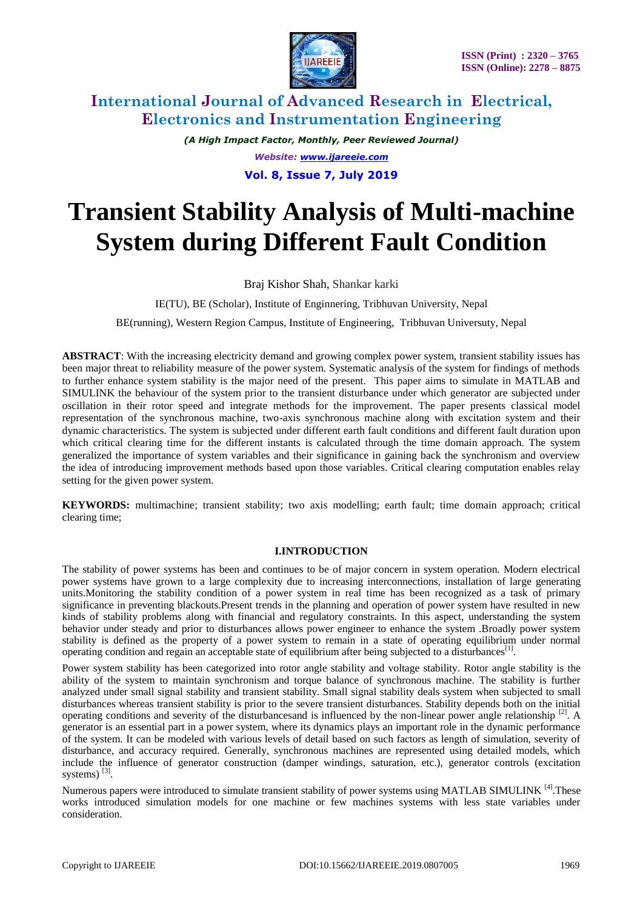# Transient Stability Analysis of Multi-machine System during Different Fault Condition

Braj Kishor Shah, Shankar karki

IE(TU), BE (Scholar), Institute of Enginnering, Tribhuvan University, Nepal

BE(running), Western Region Campus, Institute of Engineering, Tribhuvan Universuty, Nepal

**ABSTRACT**: With the increasing electricity demand and growing complex power system, transient stability issues has been major threat to reliability measure of the power system. Systematic analysis of the system for findings of methods to further enhance system stability is the major need of the present. This paper aims to simulate in MATLAB and SIMULINK the behaviour of the system prior to the transient disturbance under which generator are subjected under oscillation in their rotor speed and integrate methods for the improvement. The paper presents classical model representation of the synchronous machine, two-axis synchronous machine along with excitation system and their dynamic characteristics. The system is subjected under different earth fault conditions and different fault duration upon which critical clearing time for the different instants is calculated through the time domain approach. The system generalized the importance of system variables and their significance in gaining back the synchronism and overview the idea of introducing improvement methods based upon those variables. Critical clearing computation enables relay setting for the given power system.

**KEYWORDS:** multimachine; transient stability; two axis modelling; earth fault; time domain approach; critical clearing time;

## I.INTRODUCTION

The stability of power systems has been and continues to be of major concern in system operation. Modern electrical power systems have grown to a large complexity due to increasing interconnections, installation of large generating units.Monitoring the stability condition of a power system in real time has been recognized as a task of primary significance in preventing blackouts.Present trends in the planning and operation of power system have resulted in new kinds of stability problems along with financial and regulatory constraints. In this aspect, understanding the system behavior under steady and prior to disturbances allows power engineer to enhance the system .Broadly power system stability is defined as the property of a power system to remain in a state of operating equilibrium under normal operating condition and regain an acceptable state of equilibrium after being subjected to a disturbances[1].

Power system stability has been categorized into rotor angle stability and voltage stability. Rotor angle stability is the ability of the system to maintain synchronism and torque balance of synchronous machine. The stability is further analyzed under small signal stability and transient stability. Small signal stability deals system when subjected to small disturbances whereas transient stability is prior to the severe transient disturbances. Stability depends both on the initial operating conditions and severity of the disturbancesand is influenced by the non-linear power angle relationship [2]. A generator is an essential part in a power system, where its dynamics plays an important role in the dynamic performance of the system. It can be modeled with various levels of detail based on such factors as length of simulation, severity of disturbance, and accuracy required. Generally, synchronous machines are represented using detailed models, which include the influence of generator construction (damper windings, saturation, etc.), generator controls (excitation systems) [3].

Numerous papers were introduced to simulate transient stability of power systems using MATLAB SIMULINK [4].These works introduced simulation models for one machine or few machines systems with less state variables under consideration.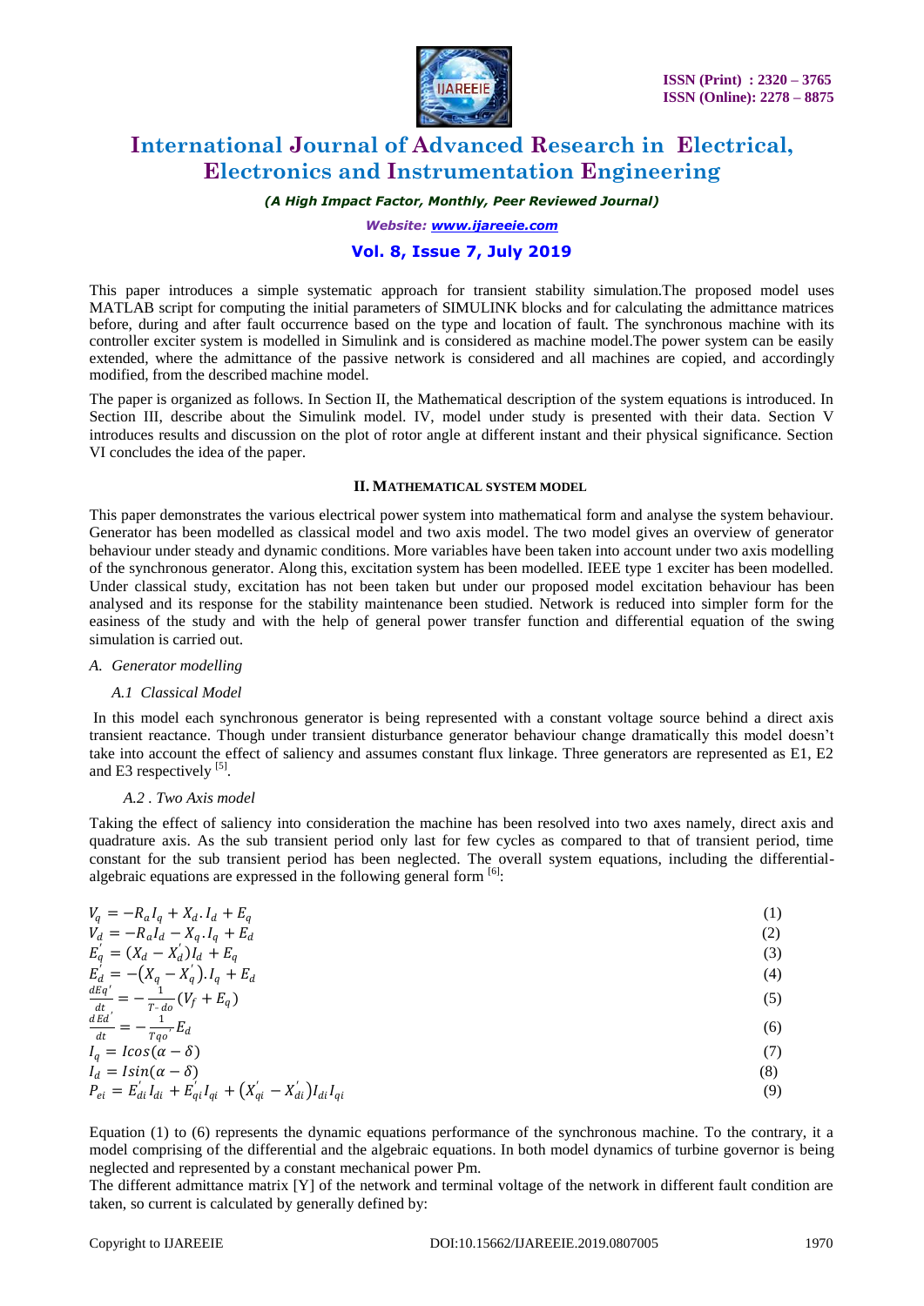This paper introduces a simple systematic approach for transient stability simulation.The proposed model uses MATLAB script for computing the initial parameters of SIMULINK blocks and for calculating the admittance matrices before, during and after fault occurrence based on the type and location of fault. The synchronous machine with its controller exciter system is modelled in Simulink and is considered as machine model.The power system can be easily extended, where the admittance of the passive network is considered and all machines are copied, and accordingly modified, from the described machine model.

The paper is organized as follows. In Section II, the Mathematical description of the system equations is introduced. In Section III, describe about the Simulink model. IV, model under study is presented with their data. Section V introduces results and discussion on the plot of rotor angle at different instant and their physical significance. Section VI concludes the idea of the paper.

## II. MATHEMATICAL SYSTEM MODEL

This paper demonstrates the various electrical power system into mathematical form and analyse the system behaviour. Generator has been modelled as classical model and two axis model. The two model gives an overview of generator behaviour under steady and dynamic conditions. More variables have been taken into account under two axis modelling of the synchronous generator. Along this, excitation system has been modelled. IEEE type 1 exciter has been modelled. Under classical study, excitation has not been taken but under our proposed model excitation behaviour has been analysed and its response for the stability maintenance been studied. Network is reduced into simpler form for the easiness of the study and with the help of general power transfer function and differential equation of the swing simulation is carried out.

### *A. Generator modelling*

#### *A.1 Classical Model*

In this model each synchronous generator is being represented with a constant voltage source behind a direct axis transient reactance. Though under transient disturbance generator behaviour change dramatically this model doesn't take into account the effect of saliency and assumes constant flux linkage. Three generators are represented as E1, E2 and E3 respectively [5].

#### *A.2 . Two Axis model*

Taking the effect of saliency into consideration the machine has been resolved into two axes namely, direct axis and quadrature axis. As the sub transient period only last for few cycles as compared to that of transient period, time constant for the sub transient period has been neglected. The overall system equations, including the differential-algebraic equations are expressed in the following general form [6]:

$$V_q = -R_a I_q + X_d . I_d + E_q \tag{1}$$

$$V_d = -R_a I_d - X_q . I_q + E_d \tag{2}$$

$$E_q^{'} = (X_d - X_d^{'}) I_d + E_q \tag{3}$$

$$E_d^{'} = -(X_q - X_q^{'}) . I_q + E_d \tag{4}$$

$$\frac{dEq'}{dt} = -\frac{1}{T\text{-}do}(V_f + E_q) \tag{5}$$

$$\frac{d\,Ed'}{dt} = -\frac{1}{Tqo}E_d \tag{6}$$

$$I_q = I cos(\alpha - \delta) \tag{7}$$

$$I_d = I sin(\alpha - \delta) \tag{8}$$

$$P_{ei} = E_{di}^{'} I_{di} + E_{qi}^{'} I_{qi} + (X_{qi}^{'} - X_{di}^{'}) I_{di} I_{qi} \tag{9}$$

Equation (1) to (6) represents the dynamic equations performance of the synchronous machine. To the contrary, it a model comprising of the differential and the algebraic equations. In both model dynamics of turbine governor is being neglected and represented by a constant mechanical power Pm.

The different admittance matrix [Y] of the network and terminal voltage of the network in different fault condition are taken, so current is calculated by generally defined by: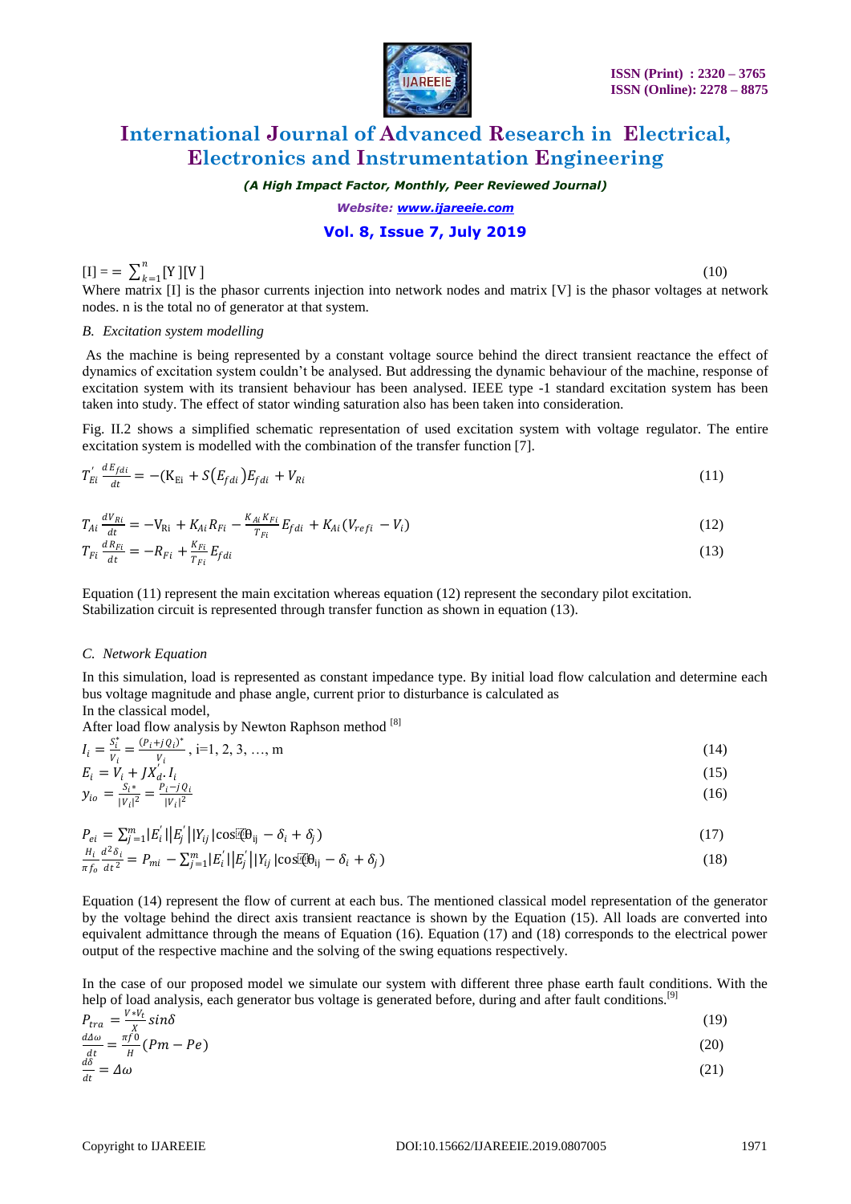$$[I] = = \sum_{k=1}^{n} [Y][V] \tag{10}$$

Where matrix [I] is the phasor currents injection into network nodes and matrix [V] is the phasor voltages at network nodes. n is the total no of generator at that system.

### B. Excitation system modelling

As the machine is being represented by a constant voltage source behind the direct transient reactance the effect of dynamics of excitation system couldn't be analysed. But addressing the dynamic behaviour of the machine, response of excitation system with its transient behaviour has been analysed. IEEE type -1 standard excitation system has been taken into study. The effect of stator winding saturation also has been taken into consideration.

Fig. II.2 shows a simplified schematic representation of used excitation system with voltage regulator. The entire excitation system is modelled with the combination of the transfer function [7].

$$T_{Ei}' \frac{dE_{fdi}}{dt} = -(K_{Ei} + S(E_{fdi})E_{fdi} + V_{Ri} \tag{11}$$

$$T_{Ai} \frac{dV_{Ri}}{dt} = -V_{Ri} + K_{Ai}R_{Fi} - \frac{K_{Ai}K_{Fi}}{T_{Fi}} E_{fdi} + K_{Ai}(V_{refi} - V_i) \tag{12}$$

$$T_{Fi} \frac{dR_{Fi}}{dt} = -R_{Fi} + \frac{K_{Fi}}{T_{Fi}} E_{fdi} \tag{13}$$

Equation (11) represent the main excitation whereas equation (12) represent the secondary pilot excitation. Stabilization circuit is represented through transfer function as shown in equation (13).

### C. Network Equation

In this simulation, load is represented as constant impedance type. By initial load flow calculation and determine each bus voltage magnitude and phase angle, current prior to disturbance is calculated as

In the classical model,

After load flow analysis by Newton Raphson method [8]

$$I_i = \frac{S_i^*}{V_i} = \frac{(P_i + jQ_i)^*}{V_i}, \text{ i=1, 2, 3, …, m} \tag{14}$$

$$E_i = V_i + JX_d'.I_i \tag{15}$$

$$y_{io} = \frac{S_i*}{|V_i|^2} = \frac{P_i - jQ_i}{|V_i|^2} \tag{16}$$

$$P_{ei} = \sum_{j=1}^{m} |E_i'||E_j'||Y_{ij}|\cos(\theta_{ij} - \delta_i + \delta_j) \tag{17}$$

$$\frac{H_i}{\pi f_o} \frac{d^2\delta_i}{dt^2} = P_{mi} - \sum_{j=1}^{m} |E_i'||E_j'||Y_{ij}|\cos(\theta_{ij} - \delta_i + \delta_j) \tag{18}$$

Equation (14) represent the flow of current at each bus. The mentioned classical model representation of the generator by the voltage behind the direct axis transient reactance is shown by the Equation (15). All loads are converted into equivalent admittance through the means of Equation (16). Equation (17) and (18) corresponds to the electrical power output of the respective machine and the solving of the swing equations respectively.

In the case of our proposed model we simulate our system with different three phase earth fault conditions. With the help of load analysis, each generator bus voltage is generated before, during and after fault conditions.[9]

$$P_{tra} = \frac{V * V_t}{X} \sin\delta \tag{19}$$

$$\frac{d\Delta\omega}{dt} = \frac{\pi f0}{H}(Pm - Pe) \tag{20}$$

$$\frac{d\delta}{dt} = \Delta\omega \tag{21}$$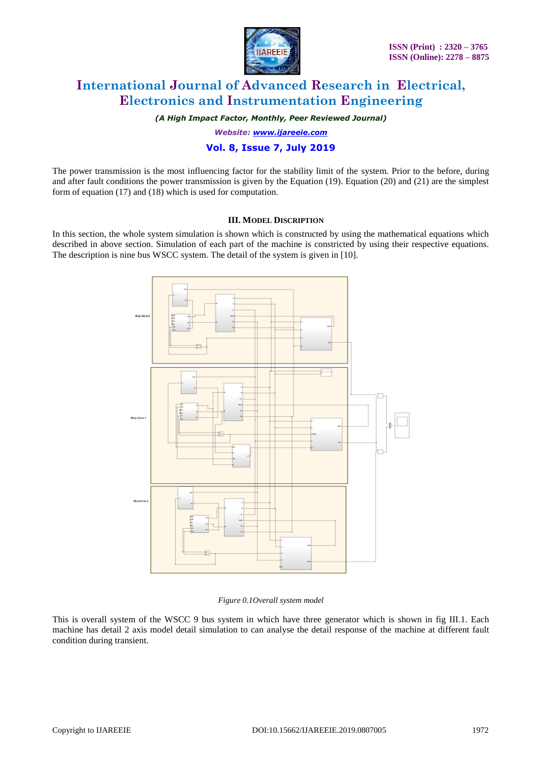The power transmission is the most influencing factor for the stability limit of the system. Prior to the before, during and after fault conditions the power transmission is given by the Equation (19). Equation (20) and (21) are the simplest form of equation (17) and (18) which is used for computation.

### III. MODEL DISCRIPTION

In this section, the whole system simulation is shown which is constructed by using the mathematical equations which described in above section. Simulation of each part of the machine is constricted by using their respective equations. The description is nine bus WSCC system. The detail of the system is given in [10].

*Figure 0.1Overall system model*

This is overall system of the WSCC 9 bus system in which have three generator which is shown in fig III.1. Each machine has detail 2 axis model detail simulation to can analyse the detail response of the machine at different fault condition during transient.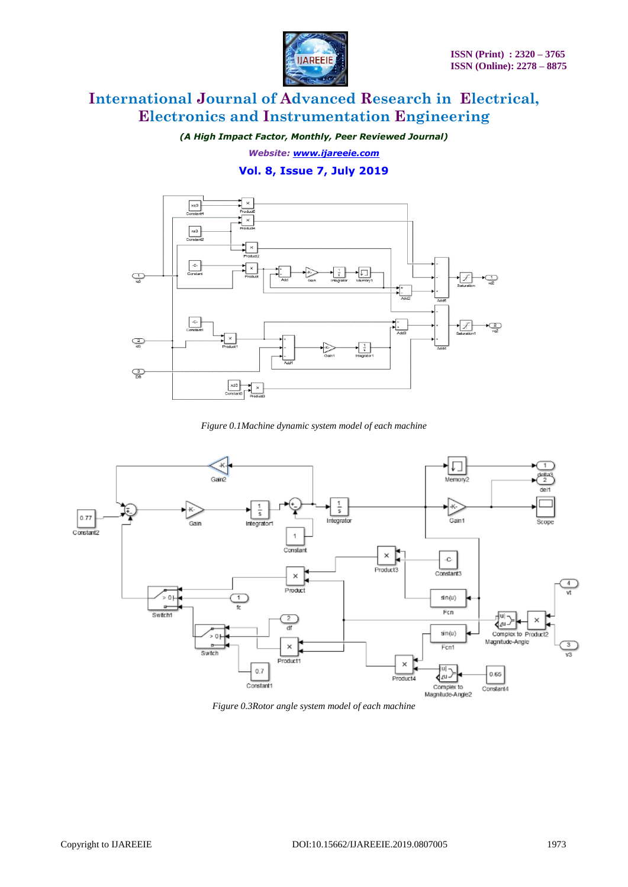*Figure 0.1Machine dynamic system model of each machine*

*Figure 0.3Rotor angle system model of each machine*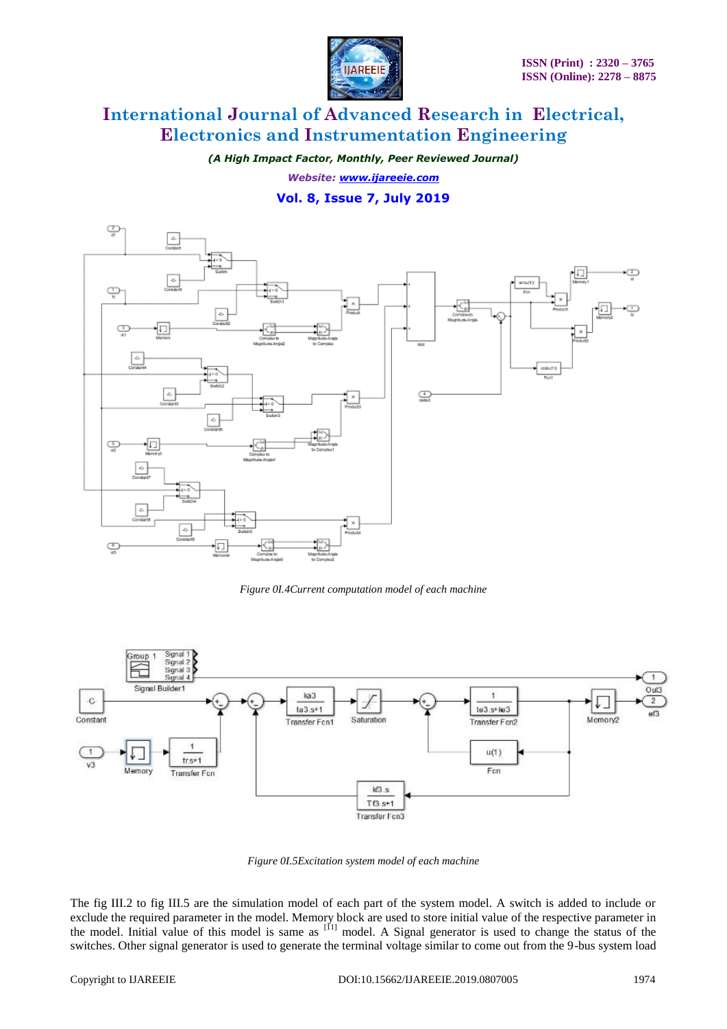Figure 0I.4Current computation model of each machine

Figure 0I.5Excitation system model of each machine

The fig III.2 to fig III.5 are the simulation model of each part of the system model. A switch is added to include or exclude the required parameter in the model. Memory block are used to store initial value of the respective parameter in the model. Initial value of this model is same as [11] model. A Signal generator is used to change the status of the switches. Other signal generator is used to generate the terminal voltage similar to come out from the 9-bus system load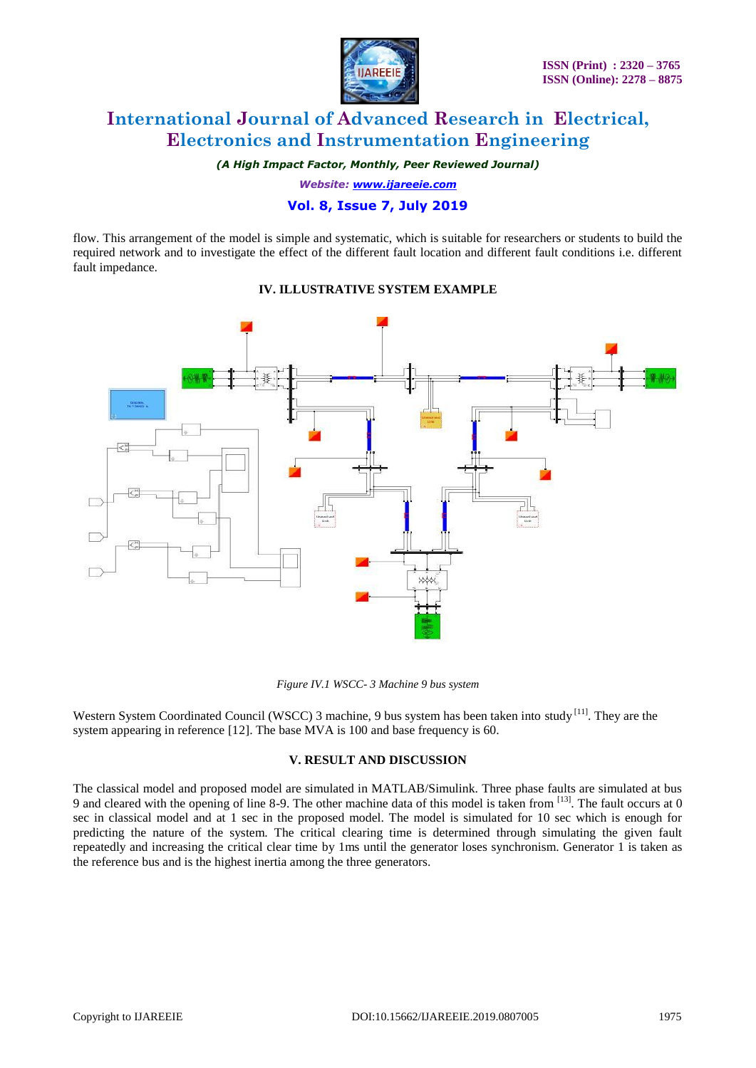flow. This arrangement of the model is simple and systematic, which is suitable for researchers or students to build the required network and to investigate the effect of the different fault location and different fault conditions i.e. different fault impedance.

## IV. ILLUSTRATIVE SYSTEM EXAMPLE

*Figure IV.1 WSCC- 3 Machine 9 bus system*

Western System Coordinated Council (WSCC) 3 machine, 9 bus system has been taken into study [11]. They are the system appearing in reference [12]. The base MVA is 100 and base frequency is 60.

## V. RESULT AND DISCUSSION

The classical model and proposed model are simulated in MATLAB/Simulink. Three phase faults are simulated at bus 9 and cleared with the opening of line 8-9. The other machine data of this model is taken from [13]. The fault occurs at 0 sec in classical model and at 1 sec in the proposed model. The model is simulated for 10 sec which is enough for predicting the nature of the system. The critical clearing time is determined through simulating the given fault repeatedly and increasing the critical clear time by 1ms until the generator loses synchronism. Generator 1 is taken as the reference bus and is the highest inertia among the three generators.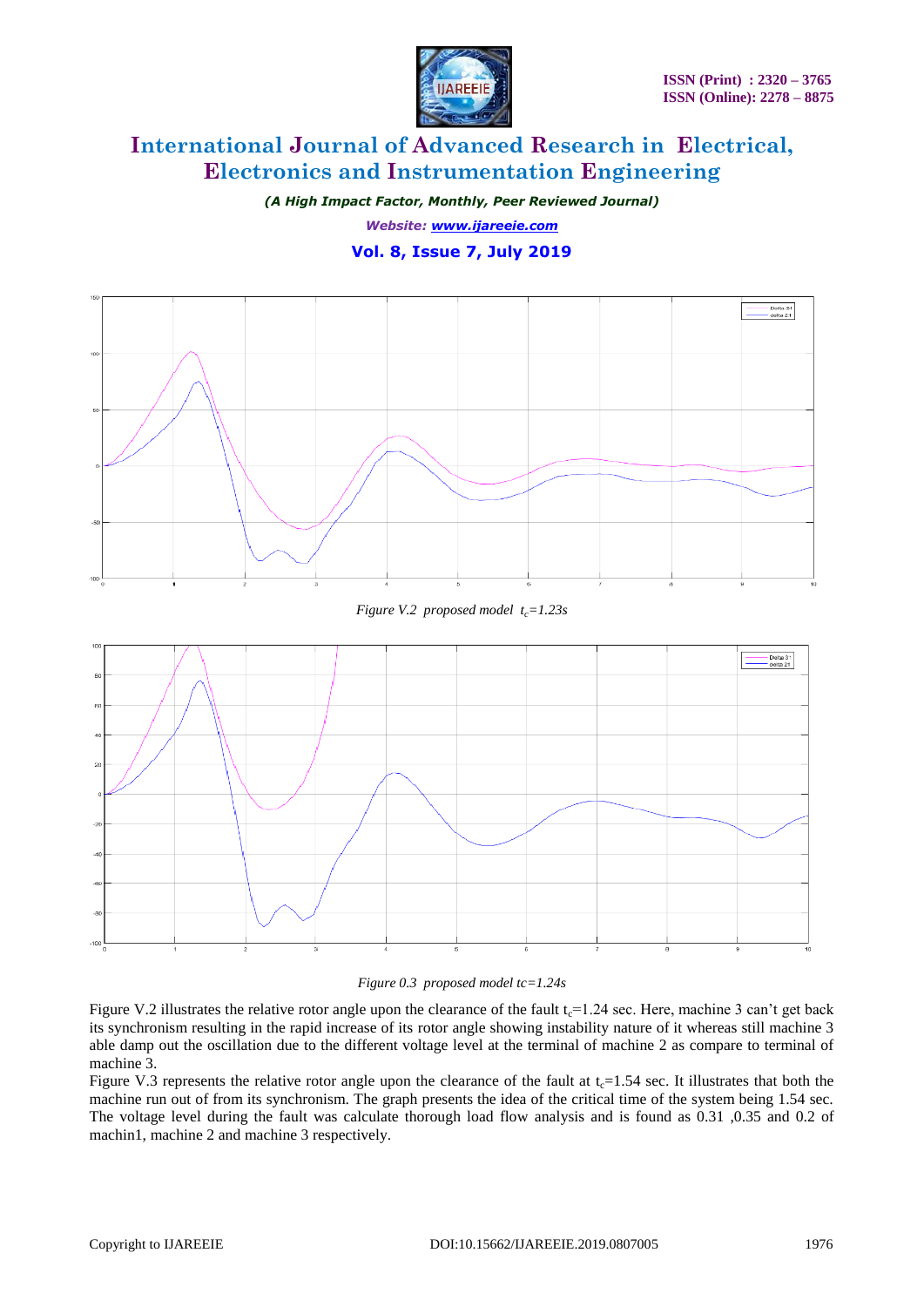*Figure V.2 proposed model $t_c$=1.23s*

*Figure 0.3 proposed model tc=1.24s*

Figure V.2 illustrates the relative rotor angle upon the clearance of the fault $t_c$=1.24 sec. Here, machine 3 can't get back its synchronism resulting in the rapid increase of its rotor angle showing instability nature of it whereas still machine 3 able damp out the oscillation due to the different voltage level at the terminal of machine 2 as compare to terminal of machine 3.

Figure V.3 represents the relative rotor angle upon the clearance of the fault at $t_c$=1.54 sec. It illustrates that both the machine run out of from its synchronism. The graph presents the idea of the critical time of the system being 1.54 sec. The voltage level during the fault was calculate thorough load flow analysis and is found as 0.31 ,0.35 and 0.2 of machin1, machine 2 and machine 3 respectively.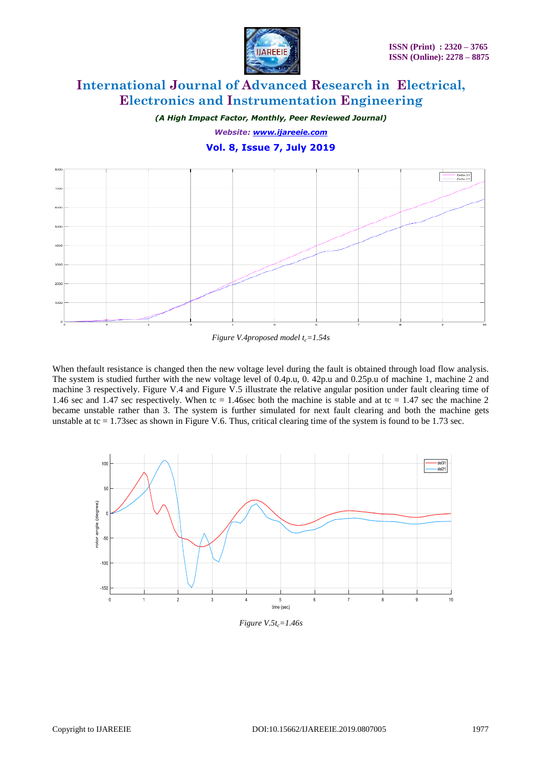*Figure V.4proposed model $t_c$=1.54s*

When thefault resistance is changed then the new voltage level during the fault is obtained through load flow analysis. The system is studied further with the new voltage level of 0.4p.u, 0. 42p.u and 0.25p.u of machine 1, machine 2 and machine 3 respectively. Figure V.4 and Figure V.5 illustrate the relative angular position under fault clearing time of 1.46 sec and 1.47 sec respectively. When tc = 1.46sec both the machine is stable and at tc = 1.47 sec the machine 2 became unstable rather than 3. The system is further simulated for next fault clearing and both the machine gets unstable at tc = 1.73sec as shown in Figure V.6. Thus, critical clearing time of the system is found to be 1.73 sec.

*Figure V.5$t_c$=1.46s*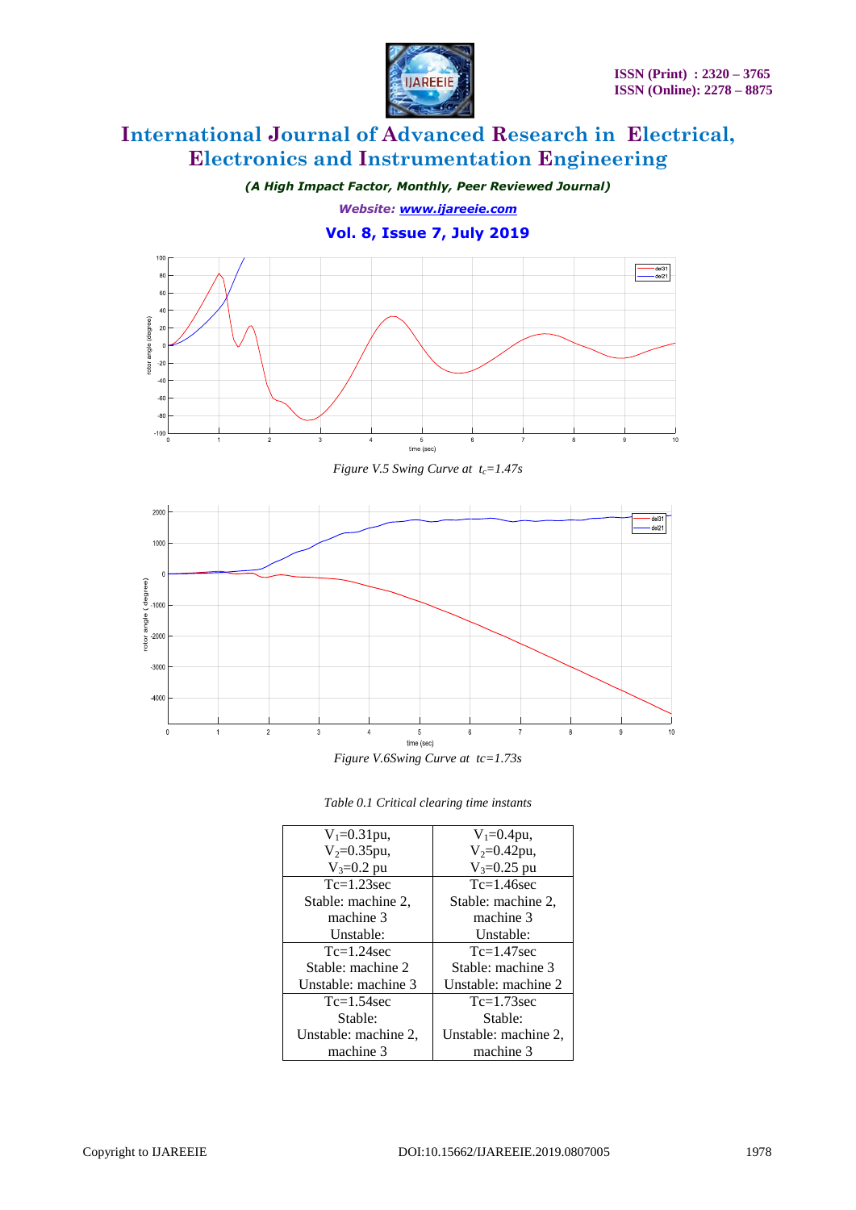Figure V.5 Swing Curve at $t_c$=1.47s

Figure V.6Swing Curve at tc=1.73s

Table 0.1 Critical clearing time instants

| $V_1$=0.31pu, $V_2$=0.35pu, $V_3$=0.2 pu | $V_1$=0.4pu, $V_2$=0.42pu, $V_3$=0.25 pu |
|---|---|
| Tc=1.23sec Stable: machine 2, machine 3 Unstable: | Tc=1.46sec Stable: machine 2, machine 3 Unstable: |
| Tc=1.24sec Stable: machine 2 Unstable: machine 3 | Tc=1.47sec Stable: machine 3 Unstable: machine 2 |
| Tc=1.54sec Stable: Unstable: machine 2, machine 3 | Tc=1.73sec Stable: Unstable: machine 2, machine 3 |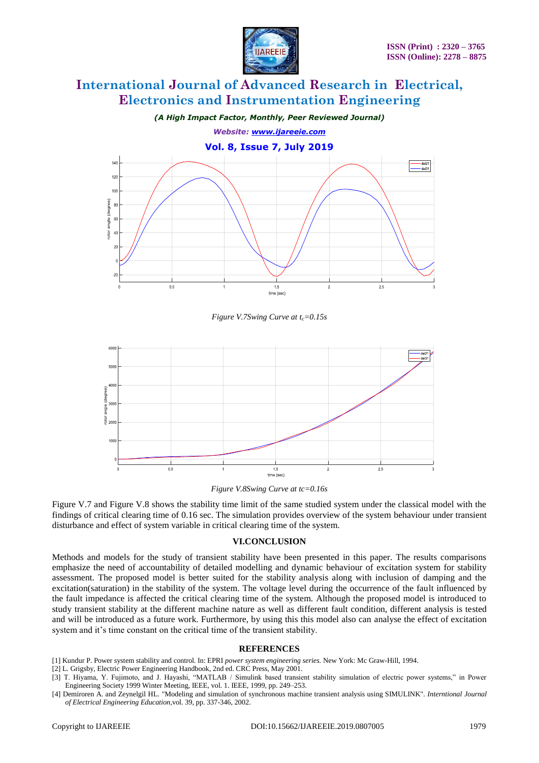Figure V.7Swing Curve at $t_c$=0.15s

Figure V.8Swing Curve at tc=0.16s

Figure V.7 and Figure V.8 shows the stability time limit of the same studied system under the classical model with the findings of critical clearing time of 0.16 sec. The simulation provides overview of the system behaviour under transient disturbance and effect of system variable in critical clearing time of the system.

## VI.CONCLUSION

Methods and models for the study of transient stability have been presented in this paper. The results comparisons emphasize the need of accountability of detailed modelling and dynamic behaviour of excitation system for stability assessment. The proposed model is better suited for the stability analysis along with inclusion of damping and the excitation(saturation) in the stability of the system. The voltage level during the occurrence of the fault influenced by the fault impedance is affected the critical clearing time of the system. Although the proposed model is introduced to study transient stability at the different machine nature as well as different fault condition, different analysis is tested and will be introduced as a future work. Furthermore, by using this this model also can analyse the effect of excitation system and it's time constant on the critical time of the transient stability.

## REFERENCES

[1] Kundur P. Power system stability and control. In: EPRI *power system engineering series.* New York: Mc Graw-Hill, 1994.

[2] L. Grigsby, Electric Power Engineering Handbook, 2nd ed. CRC Press, May 2001.

[3] T. Hiyama, Y. Fujimoto, and J. Hayashi, "MATLAB / Simulink based transient stability simulation of electric power systems," in Power Engineering Society 1999 Winter Meeting, IEEE, vol. 1. IEEE, 1999, pp. 249–253.

[4] Demiroren A. and Zeynelgil HL. "Modeling and simulation of synchronous machine transient analysis using SIMULINK". *Interntional Journal of Electrical Engineering Education,*vol. 39, pp. 337-346, 2002.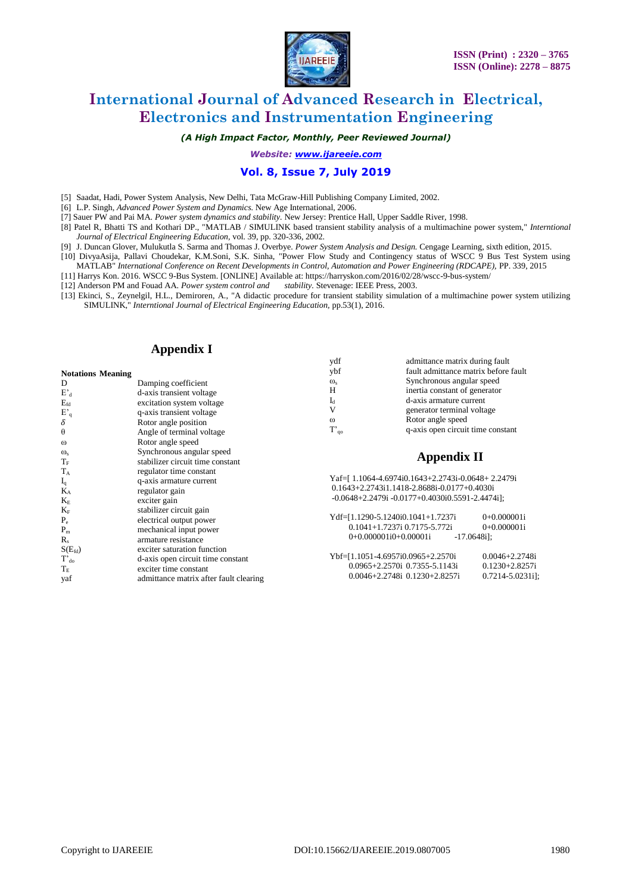[5] Saadat, Hadi, Power System Analysis, New Delhi, Tata McGraw-Hill Publishing Company Limited, 2002.

[6] L.P. Singh, *Advanced Power System and Dynamics*. New Age International, 2006.

[7] Sauer PW and Pai MA. *Power system dynamics and stability*. New Jersey: Prentice Hall, Upper Saddle River, 1998.

[8] Patel R, Bhatti TS and Kothari DP., "MATLAB / SIMULINK based transient stability analysis of a multimachine power system," *Interntional Journal of Electrical Engineering Education*, vol. 39, pp. 320-336, 2002.

[9] J. Duncan Glover, Mulukutla S. Sarma and Thomas J. Overbye. *Power System Analysis and Design.* Cengage Learning, sixth edition, 2015.

[10] DivyaAsija, Pallavi Choudekar, K.M.Soni, S.K. Sinha, "Power Flow Study and Contingency status of WSCC 9 Bus Test System using MATLAB" *International Conference on Recent Developments in Control, Automation and Power Engineering (RDCAPE)*, PP. 339, 2015

[11] Harrys Kon. 2016. WSCC 9-Bus System. [ONLINE] Available at: https://harryskon.com/2016/02/28/wscc-9-bus-system/

[12] Anderson PM and Fouad AA. *Power system control and stability*. Stevenage: IEEE Press, 2003.

[13] Ekinci, S., Zeynelgil, H.L., Demiroren, A., "A didactic procedure for transient stability simulation of a multimachine power system utilizing SIMULINK," *Interntional Journal of Electrical Engineering Education*, pp.53(1), 2016.

## Appendix I

| Notations | Meaning |
|---|---|
| $D$ | Damping coefficient |
| $E'_d$ | d-axis transient voltage |
| $E_{fd}$ | excitation system voltage |
| $E'_q$ | q-axis transient voltage |
| $\delta$ | Rotor angle position |
| $\theta$ | Angle of terminal voltage |
| $\omega$ | Rotor angle speed |
| $\omega_s$ | Synchronous angular speed |
| $T_F$ | stabilizer circuit time constant |
| $T_A$ | regulator time constant |
| $I_q$ | q-axis armature current |
| $K_A$ | regulator gain |
| $K_E$ | exciter gain |
| $K_F$ | stabilizer circuit gain |
| $P_e$ | electrical output power |
| $P_m$ | mechanical input power |
| $R_s$ | armature resistance |
| $S(E_{fd})$ | exciter saturation function |
| $T'_{do}$ | d-axis open circuit time constant |
| $T_E$ | exciter time constant |
| yaf | admittance matrix after fault clearing |
| ydf | admittance matrix during fault |
| ybf | fault admittance matrix before fault |
| $\omega_s$ | Synchronous angular speed |
| $H$ | inertia constant of generator |
| $I_d$ | d-axis armature current |
| $V$ | generator terminal voltage |
| $\omega$ | Rotor angle speed |
| $T'_{qo}$ | q-axis open circuit time constant |

## Appendix II

Yaf=[ 1.1064-4.6974i0.1643+2.2743i-0.0648+ 2.2479i
0.1643+2.2743i1.1418-2.8688i-0.0177+0.4030i
-0.0648+2.2479i -0.0177+0.4030i0.5591-2.4474i];

Ydf=[1.1290-5.1240i0.1041+1.7237i 0+0.000001i
0.1041+1.7237i 0.7175-5.772i 0+0.000001i
0+0.000001i0+0.00001i -17.0648i];

Ybf=[1.1051-4.6957i0.0965+2.2570i 0.0046+2.2748i
0.0965+2.2570i 0.7355-5.1143i 0.1230+2.8257i
0.0046+2.2748i 0.1230+2.8257i 0.7214-5.0231i];